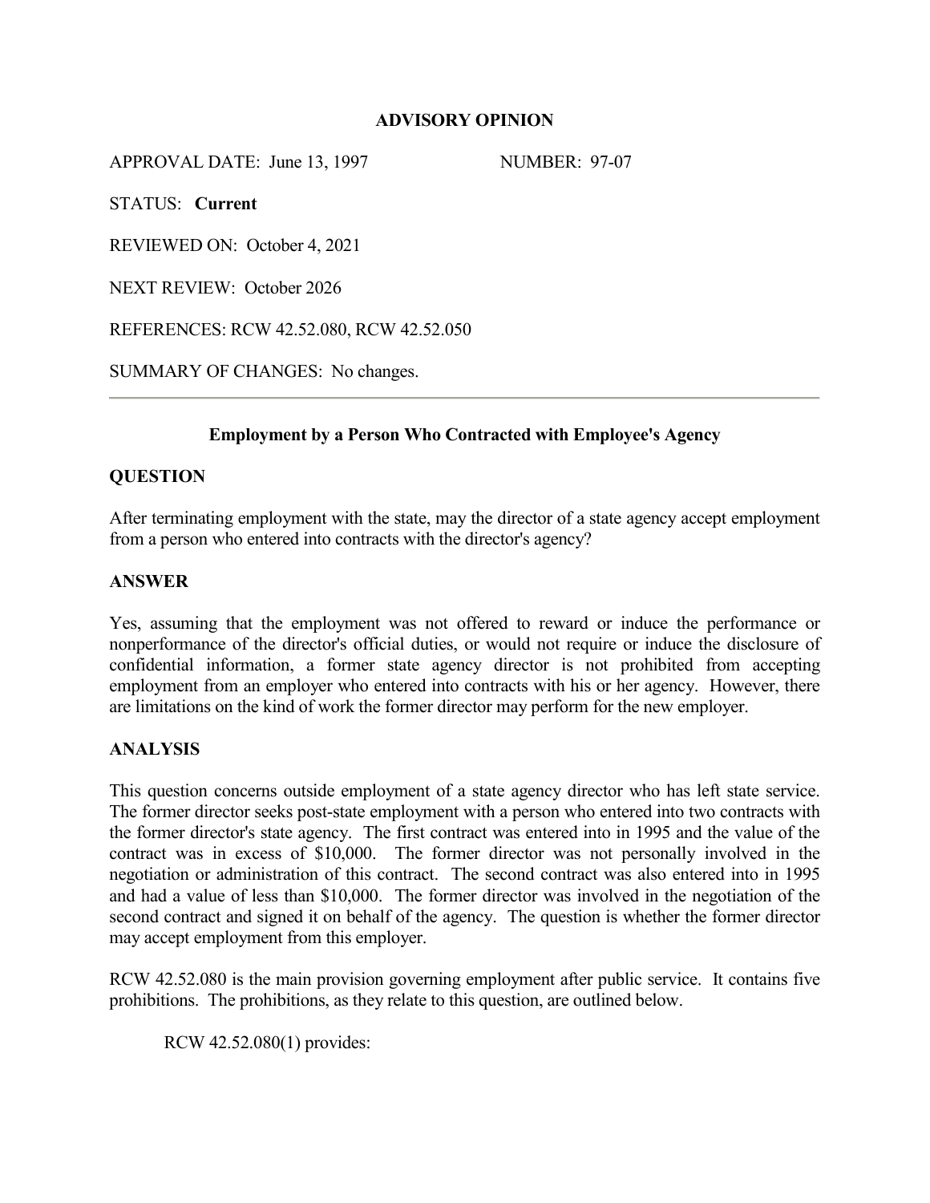# ADVISORY OPINION

APPROVAL DATE: June 13, 1997 NUMBER: 97-07

STATUS: **Current**

REVIEWED ON: October 4, 2021

NEXT REVIEW: October 2026

REFERENCES: RCW 42.52.080, RCW 42.52.050

SUMMARY OF CHANGES: No changes.

---

## Employment by a Person Who Contracted with Employee's Agency

### QUESTION

After terminating employment with the state, may the director of a state agency accept employment from a person who entered into contracts with the director's agency?

### ANSWER

Yes, assuming that the employment was not offered to reward or induce the performance or nonperformance of the director's official duties, or would not require or induce the disclosure of confidential information, a former state agency director is not prohibited from accepting employment from an employer who entered into contracts with his or her agency. However, there are limitations on the kind of work the former director may perform for the new employer.

### ANALYSIS

This question concerns outside employment of a state agency director who has left state service. The former director seeks post-state employment with a person who entered into two contracts with the former director's state agency. The first contract was entered into in 1995 and the value of the contract was in excess of $10,000. The former director was not personally involved in the negotiation or administration of this contract. The second contract was also entered into in 1995 and had a value of less than $10,000. The former director was involved in the negotiation of the second contract and signed it on behalf of the agency. The question is whether the former director may accept employment from this employer.

RCW 42.52.080 is the main provision governing employment after public service. It contains five prohibitions. The prohibitions, as they relate to this question, are outlined below.

RCW 42.52.080(1) provides: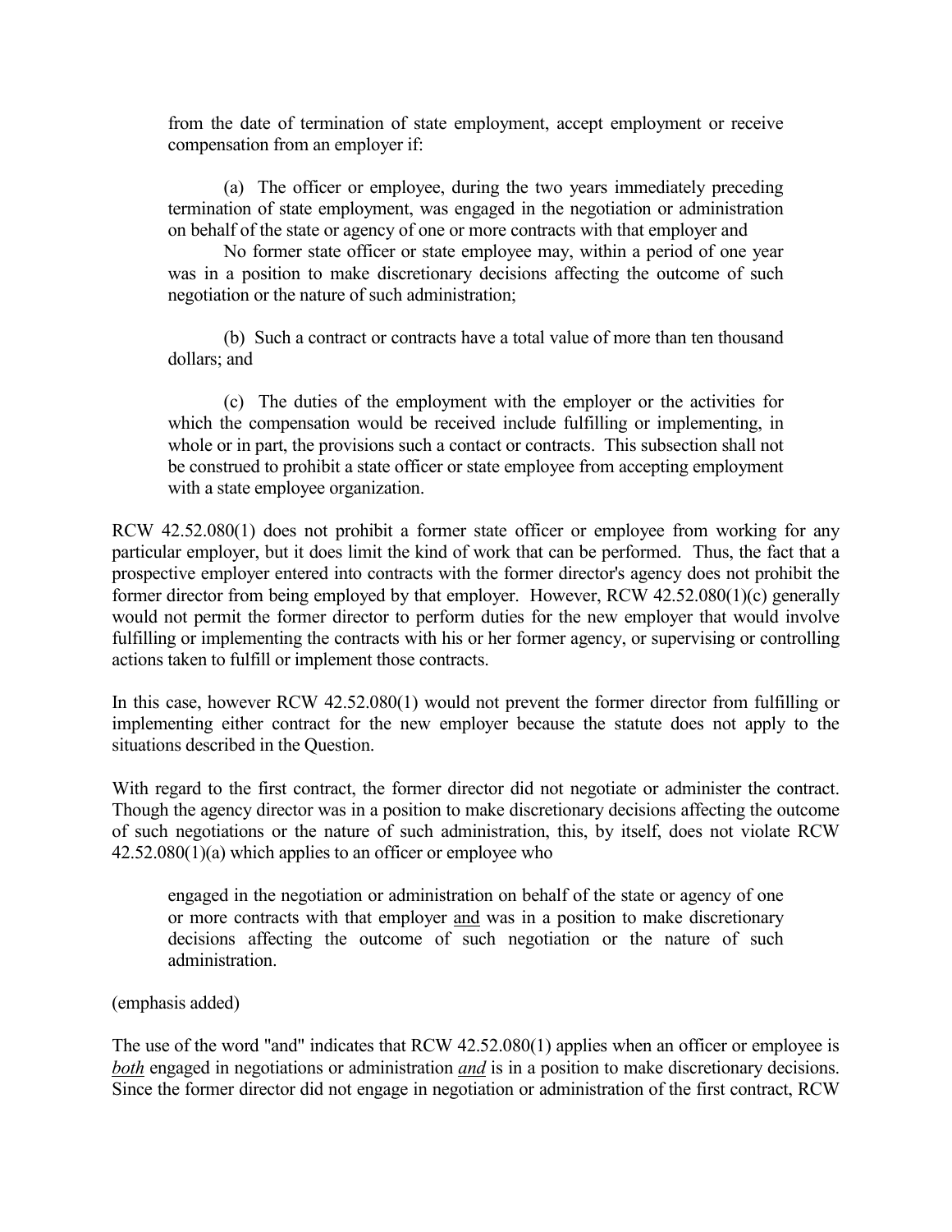from the date of termination of state employment, accept employment or receive compensation from an employer if:

> (a) The officer or employee, during the two years immediately preceding termination of state employment, was engaged in the negotiation or administration on behalf of the state or agency of one or more contracts with that employer and
>
> No former state officer or state employee may, within a period of one year was in a position to make discretionary decisions affecting the outcome of such negotiation or the nature of such administration;
>
> (b) Such a contract or contracts have a total value of more than ten thousand dollars; and
>
> (c) The duties of the employment with the employer or the activities for which the compensation would be received include fulfilling or implementing, in whole or in part, the provisions such a contact or contracts. This subsection shall not be construed to prohibit a state officer or state employee from accepting employment with a state employee organization.

RCW 42.52.080(1) does not prohibit a former state officer or employee from working for any particular employer, but it does limit the kind of work that can be performed. Thus, the fact that a prospective employer entered into contracts with the former director's agency does not prohibit the former director from being employed by that employer. However, RCW 42.52.080(1)(c) generally would not permit the former director to perform duties for the new employer that would involve fulfilling or implementing the contracts with his or her former agency, or supervising or controlling actions taken to fulfill or implement those contracts.

In this case, however RCW 42.52.080(1) would not prevent the former director from fulfilling or implementing either contract for the new employer because the statute does not apply to the situations described in the Question.

With regard to the first contract, the former director did not negotiate or administer the contract. Though the agency director was in a position to make discretionary decisions affecting the outcome of such negotiations or the nature of such administration, this, by itself, does not violate RCW 42.52.080(1)(a) which applies to an officer or employee who

> engaged in the negotiation or administration on behalf of the state or agency of one or more contracts with that employer <u>and</u> was in a position to make discretionary decisions affecting the outcome of such negotiation or the nature of such administration.

(emphasis added)

The use of the word "and" indicates that RCW 42.52.080(1) applies when an officer or employee is ***both*** engaged in negotiations or administration ***and*** is in a position to make discretionary decisions. Since the former director did not engage in negotiation or administration of the first contract, RCW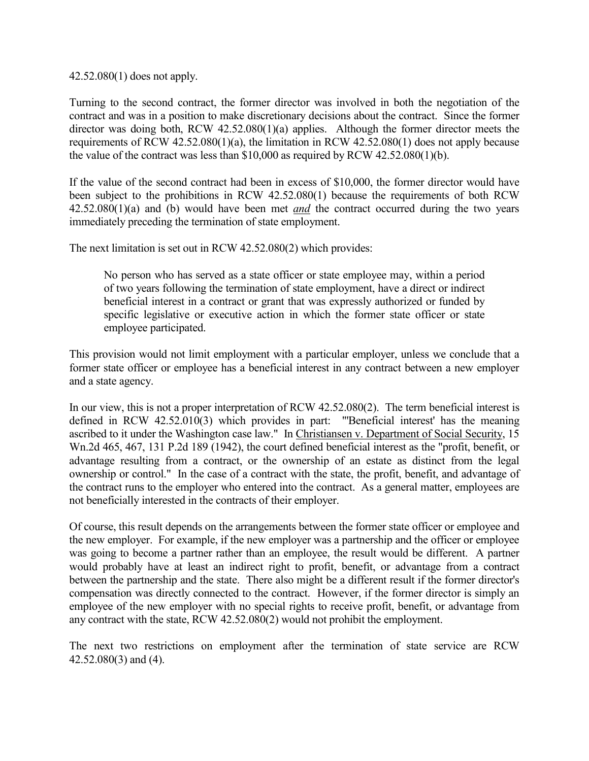42.52.080(1) does not apply.

Turning to the second contract, the former director was involved in both the negotiation of the contract and was in a position to make discretionary decisions about the contract. Since the former director was doing both, RCW 42.52.080(1)(a) applies. Although the former director meets the requirements of RCW 42.52.080(1)(a), the limitation in RCW 42.52.080(1) does not apply because the value of the contract was less than $10,000 as required by RCW 42.52.080(1)(b).

If the value of the second contract had been in excess of $10,000, the former director would have been subject to the prohibitions in RCW 42.52.080(1) because the requirements of both RCW 42.52.080(1)(a) and (b) would have been met ***and*** the contract occurred during the two years immediately preceding the termination of state employment.

The next limitation is set out in RCW 42.52.080(2) which provides:

> No person who has served as a state officer or state employee may, within a period of two years following the termination of state employment, have a direct or indirect beneficial interest in a contract or grant that was expressly authorized or funded by specific legislative or executive action in which the former state officer or state employee participated.

This provision would not limit employment with a particular employer, unless we conclude that a former state officer or employee has a beneficial interest in any contract between a new employer and a state agency.

In our view, this is not a proper interpretation of RCW 42.52.080(2). The term beneficial interest is defined in RCW 42.52.010(3) which provides in part: "'Beneficial interest' has the meaning ascribed to it under the Washington case law." In Christiansen v. Department of Social Security, 15 Wn.2d 465, 467, 131 P.2d 189 (1942), the court defined beneficial interest as the "profit, benefit, or advantage resulting from a contract, or the ownership of an estate as distinct from the legal ownership or control." In the case of a contract with the state, the profit, benefit, and advantage of the contract runs to the employer who entered into the contract. As a general matter, employees are not beneficially interested in the contracts of their employer.

Of course, this result depends on the arrangements between the former state officer or employee and the new employer. For example, if the new employer was a partnership and the officer or employee was going to become a partner rather than an employee, the result would be different. A partner would probably have at least an indirect right to profit, benefit, or advantage from a contract between the partnership and the state. There also might be a different result if the former director's compensation was directly connected to the contract. However, if the former director is simply an employee of the new employer with no special rights to receive profit, benefit, or advantage from any contract with the state, RCW 42.52.080(2) would not prohibit the employment.

The next two restrictions on employment after the termination of state service are RCW 42.52.080(3) and (4).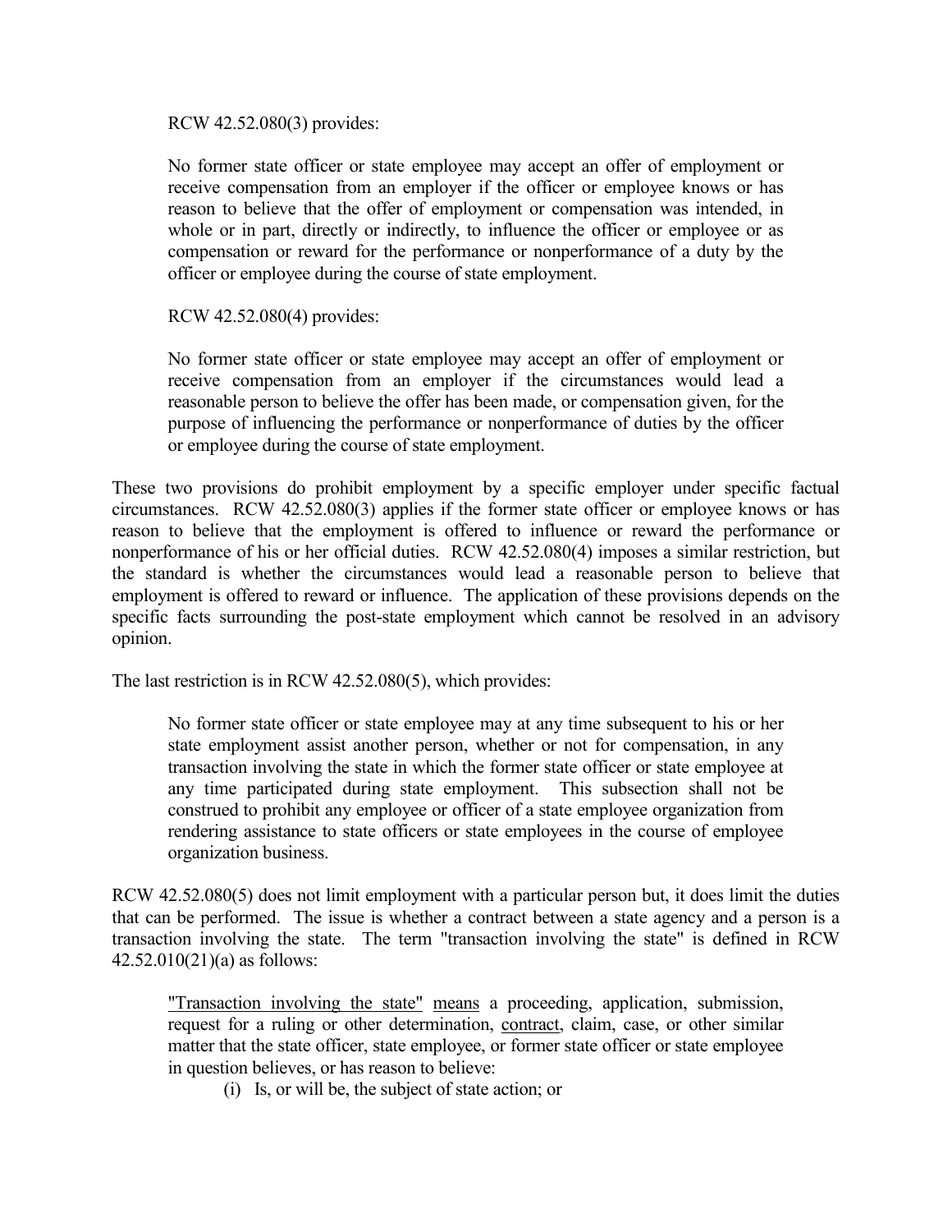RCW 42.52.080(3) provides:

> No former state officer or state employee may accept an offer of employment or receive compensation from an employer if the officer or employee knows or has reason to believe that the offer of employment or compensation was intended, in whole or in part, directly or indirectly, to influence the officer or employee or as compensation or reward for the performance or nonperformance of a duty by the officer or employee during the course of state employment.

RCW 42.52.080(4) provides:

> No former state officer or state employee may accept an offer of employment or receive compensation from an employer if the circumstances would lead a reasonable person to believe the offer has been made, or compensation given, for the purpose of influencing the performance or nonperformance of duties by the officer or employee during the course of state employment.

These two provisions do prohibit employment by a specific employer under specific factual circumstances. RCW 42.52.080(3) applies if the former state officer or employee knows or has reason to believe that the employment is offered to influence or reward the performance or nonperformance of his or her official duties. RCW 42.52.080(4) imposes a similar restriction, but the standard is whether the circumstances would lead a reasonable person to believe that employment is offered to reward or influence. The application of these provisions depends on the specific facts surrounding the post-state employment which cannot be resolved in an advisory opinion.

The last restriction is in RCW 42.52.080(5), which provides:

> No former state officer or state employee may at any time subsequent to his or her state employment assist another person, whether or not for compensation, in any transaction involving the state in which the former state officer or state employee at any time participated during state employment. This subsection shall not be construed to prohibit any employee or officer of a state employee organization from rendering assistance to state officers or state employees in the course of employee organization business.

RCW 42.52.080(5) does not limit employment with a particular person but, it does limit the duties that can be performed. The issue is whether a contract between a state agency and a person is a transaction involving the state. The term "transaction involving the state" is defined in RCW 42.52.010(21)(a) as follows:

> <u>"Transaction involving the state"</u> <u>means</u> a proceeding, application, submission, request for a ruling or other determination, <u>contract</u>, claim, case, or other similar matter that the state officer, state employee, or former state officer or state employee in question believes, or has reason to believe:
>
> (i) Is, or will be, the subject of state action; or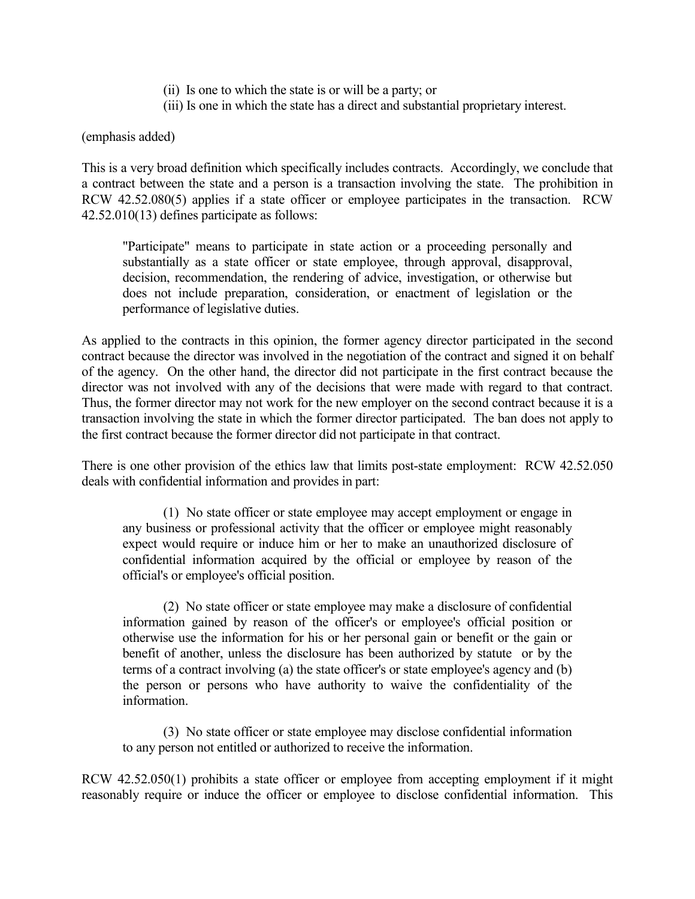(ii) Is one to which the state is or will be a party; or

(iii) Is one in which the state has a direct and substantial proprietary interest.

(emphasis added)

This is a very broad definition which specifically includes contracts. Accordingly, we conclude that a contract between the state and a person is a transaction involving the state. The prohibition in RCW 42.52.080(5) applies if a state officer or employee participates in the transaction. RCW 42.52.010(13) defines participate as follows:

> "Participate" means to participate in state action or a proceeding personally and substantially as a state officer or state employee, through approval, disapproval, decision, recommendation, the rendering of advice, investigation, or otherwise but does not include preparation, consideration, or enactment of legislation or the performance of legislative duties.

As applied to the contracts in this opinion, the former agency director participated in the second contract because the director was involved in the negotiation of the contract and signed it on behalf of the agency. On the other hand, the director did not participate in the first contract because the director was not involved with any of the decisions that were made with regard to that contract. Thus, the former director may not work for the new employer on the second contract because it is a transaction involving the state in which the former director participated. The ban does not apply to the first contract because the former director did not participate in that contract.

There is one other provision of the ethics law that limits post-state employment: RCW 42.52.050 deals with confidential information and provides in part:

> (1) No state officer or state employee may accept employment or engage in any business or professional activity that the officer or employee might reasonably expect would require or induce him or her to make an unauthorized disclosure of confidential information acquired by the official or employee by reason of the official's or employee's official position.
>
> (2) No state officer or state employee may make a disclosure of confidential information gained by reason of the officer's or employee's official position or otherwise use the information for his or her personal gain or benefit or the gain or benefit of another, unless the disclosure has been authorized by statute or by the terms of a contract involving (a) the state officer's or state employee's agency and (b) the person or persons who have authority to waive the confidentiality of the information.
>
> (3) No state officer or state employee may disclose confidential information to any person not entitled or authorized to receive the information.

RCW 42.52.050(1) prohibits a state officer or employee from accepting employment if it might reasonably require or induce the officer or employee to disclose confidential information. This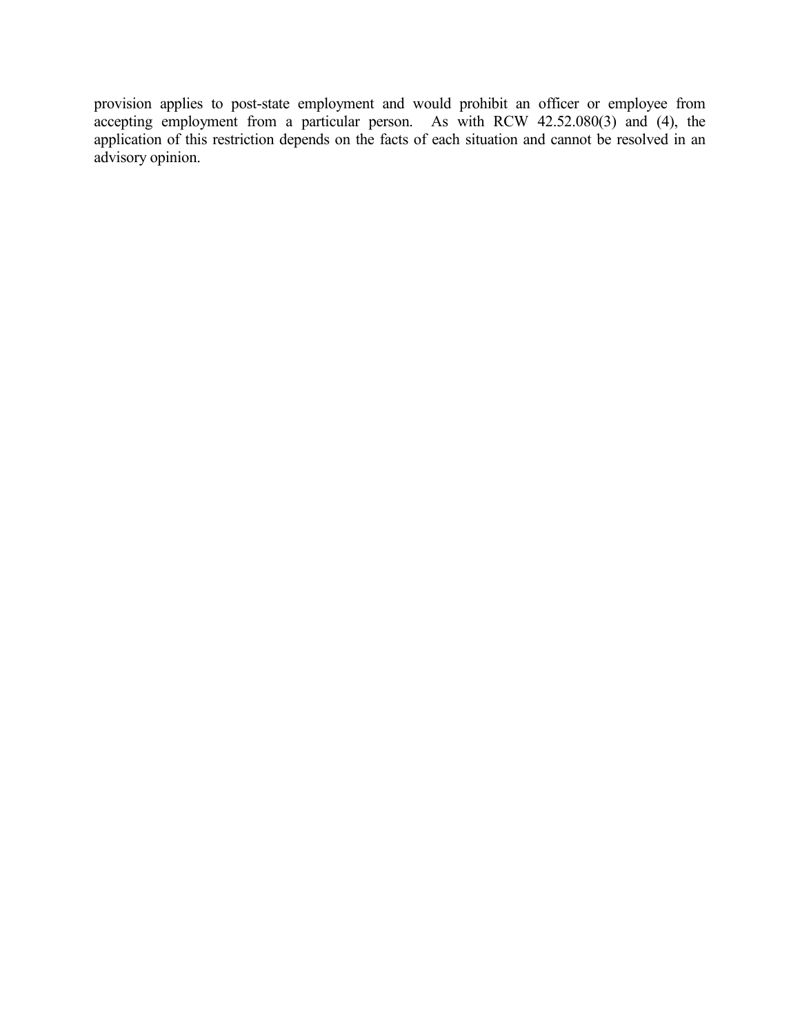provision applies to post-state employment and would prohibit an officer or employee from accepting employment from a particular person. As with RCW 42.52.080(3) and (4), the application of this restriction depends on the facts of each situation and cannot be resolved in an advisory opinion.